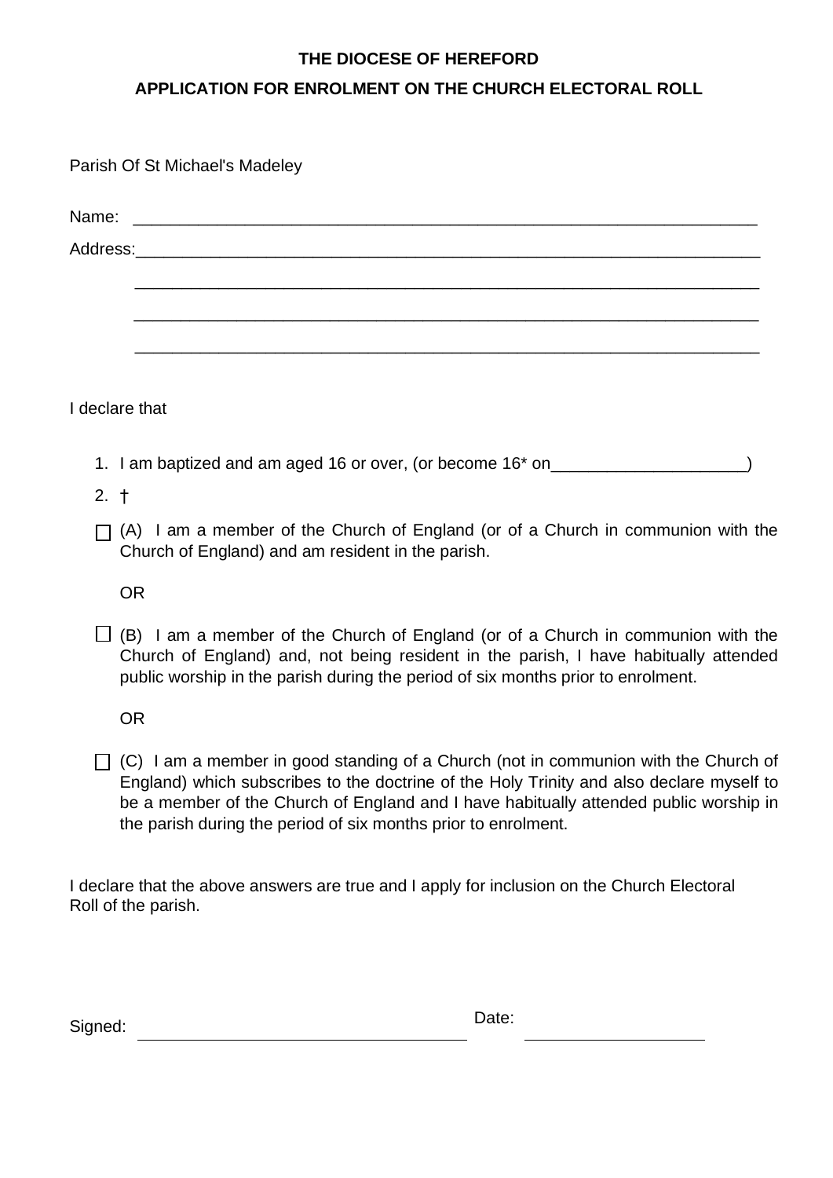**THE DIOCESE OF HEREFORD**

**APPLICATION FOR ENROLMENT ON THE CHURCH ELECTORAL ROLL**

Parish Of St Michael's Madeley

Name: ___________________________________________________________________

Address:__________________________________________________________________

___________________________________________________________________

___________________________________________________________________

___________________________________________________________________

I declare that

1. I am baptized and am aged 16 or over, (or become 16* on____________________)
2. †

☐ (A) I am a member of the Church of England (or of a Church in communion with the Church of England) and am resident in the parish.

OR

☐ (B) I am a member of the Church of England (or of a Church in communion with the Church of England) and, not being resident in the parish, I have habitually attended public worship in the parish during the period of six months prior to enrolment.

OR

☐ (C) I am a member in good standing of a Church (not in communion with the Church of England) which subscribes to the doctrine of the Holy Trinity and also declare myself to be a member of the Church of England and I have habitually attended public worship in the parish during the period of six months prior to enrolment.

I declare that the above answers are true and I apply for inclusion on the Church Electoral Roll of the parish.

Signed: ______________________________ Date: ____________________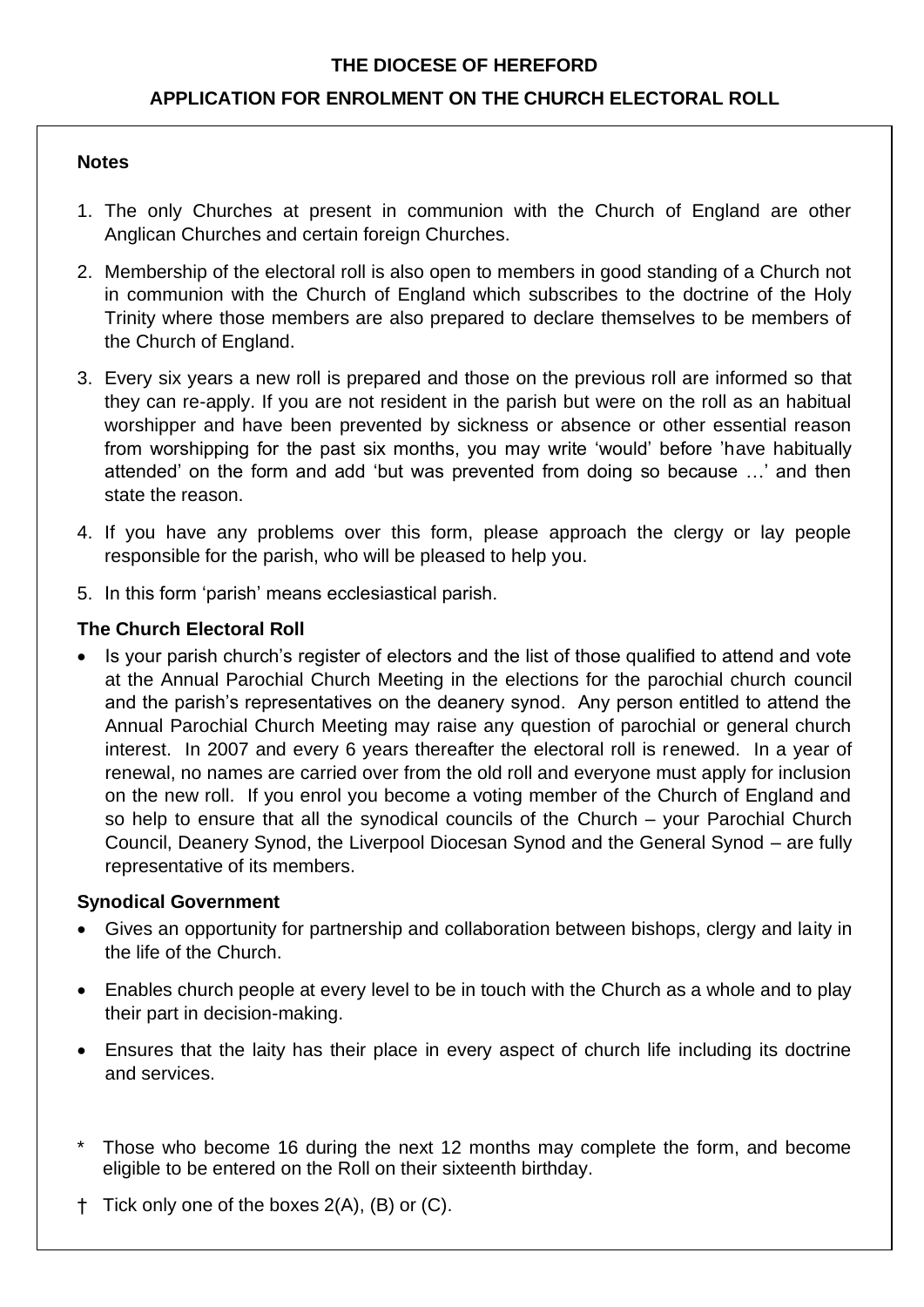**THE DIOCESE OF HEREFORD**

**APPLICATION FOR ENROLMENT ON THE CHURCH ELECTORAL ROLL**

**Notes**

1. The only Churches at present in communion with the Church of England are other Anglican Churches and certain foreign Churches.
2. Membership of the electoral roll is also open to members in good standing of a Church not in communion with the Church of England which subscribes to the doctrine of the Holy Trinity where those members are also prepared to declare themselves to be members of the Church of England.
3. Every six years a new roll is prepared and those on the previous roll are informed so that they can re-apply. If you are not resident in the parish but were on the roll as an habitual worshipper and have been prevented by sickness or absence or other essential reason from worshipping for the past six months, you may write 'would' before 'have habitually attended' on the form and add 'but was prevented from doing so because …' and then state the reason.
4. If you have any problems over this form, please approach the clergy or lay people responsible for the parish, who will be pleased to help you.
5. In this form 'parish' means ecclesiastical parish.

**The Church Electoral Roll**

- Is your parish church's register of electors and the list of those qualified to attend and vote at the Annual Parochial Church Meeting in the elections for the parochial church council and the parish's representatives on the deanery synod. Any person entitled to attend the Annual Parochial Church Meeting may raise any question of parochial or general church interest. In 2007 and every 6 years thereafter the electoral roll is renewed. In a year of renewal, no names are carried over from the old roll and everyone must apply for inclusion on the new roll. If you enrol you become a voting member of the Church of England and so help to ensure that all the synodical councils of the Church – your Parochial Church Council, Deanery Synod, the Liverpool Diocesan Synod and the General Synod – are fully representative of its members.

**Synodical Government**

- Gives an opportunity for partnership and collaboration between bishops, clergy and laity in the life of the Church.
- Enables church people at every level to be in touch with the Church as a whole and to play their part in decision-making.
- Ensures that the laity has their place in every aspect of church life including its doctrine and services.

\* Those who become 16 during the next 12 months may complete the form, and become eligible to be entered on the Roll on their sixteenth birthday.

† Tick only one of the boxes 2(A), (B) or (C).